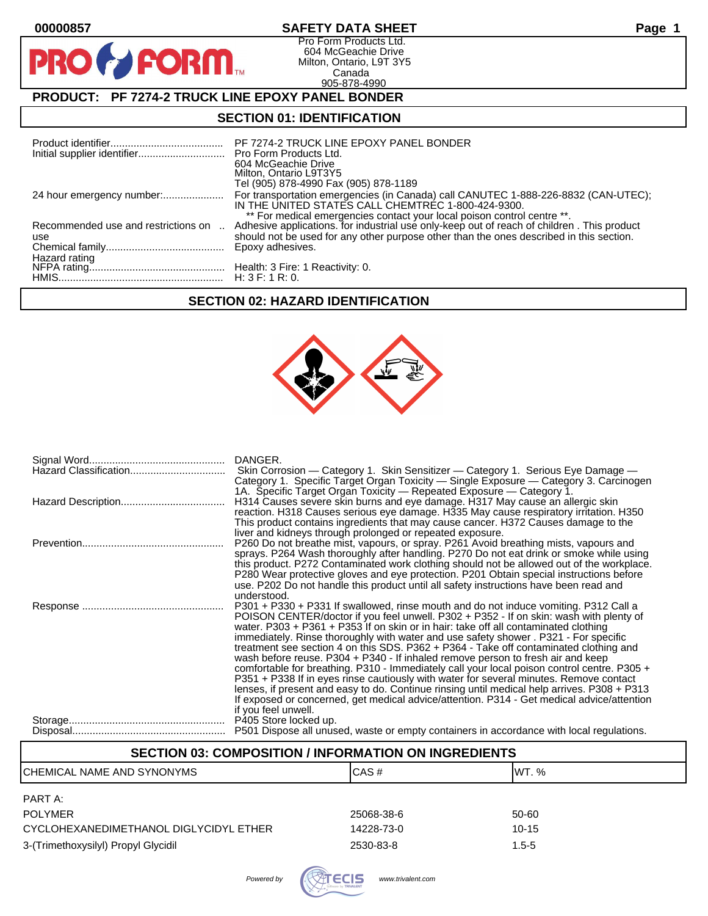**SAFETY DATA SHEET**

Pro Form Products Ltd.
604 McGeachie Drive
Milton, Ontario, L9T 3Y5
Canada
905-878-4990

## PRODUCT: PF 7274-2 TRUCK LINE EPOXY PANEL BONDER

## SECTION 01: IDENTIFICATION

| | |
|---|---|
| Product identifier | PF 7274-2 TRUCK LINE EPOXY PANEL BONDER |
| Initial supplier identifier | Pro Form Products Ltd. 604 McGeachie Drive Milton, Ontario L9T3Y5 Tel (905) 878-4990 Fax (905) 878-1189 |
| 24 hour emergency number: | For transportation emergencies (in Canada) call CANUTEC 1-888-226-8832 (CAN-UTEC); IN THE UNITED STATES CALL CHEMTREC 1-800-424-9300. ** For medical emergencies contact your local poison control centre **. |
| Recommended use and restrictions on use | Adhesive applications. for industrial use only-keep out of reach of children . This product should not be used for any other purpose other than the ones described in this section. |
| Chemical family | Epoxy adhesives. |
| Hazard rating | |
| NFPA rating | Health: 3 Fire: 1 Reactivity: 0. |
| HMIS | H: 3 F: 1 R: 0. |

## SECTION 02: HAZARD IDENTIFICATION

| | |
|---|---|
| Signal Word | DANGER. |
| Hazard Classification | Skin Corrosion — Category 1. Skin Sensitizer — Category 1. Serious Eye Damage — Category 1. Specific Target Organ Toxicity — Single Exposure — Category 3. Carcinogen 1A. Specific Target Organ Toxicity — Repeated Exposure — Category 1. |
| Hazard Description | H314 Causes severe skin burns and eye damage. H317 May cause an allergic skin reaction. H318 Causes serious eye damage. H335 May cause respiratory irritation. H350 This product contains ingredients that may cause cancer. H372 Causes damage to the liver and kidneys through prolonged or repeated exposure. |
| Prevention | P260 Do not breathe mist, vapours, or spray. P261 Avoid breathing mists, vapours and sprays. P264 Wash thoroughly after handling. P270 Do not eat drink or smoke while using this product. P272 Contaminated work clothing should not be allowed out of the workplace. P280 Wear protective gloves and eye protection. P201 Obtain special instructions before use. P202 Do not handle this product until all safety instructions have been read and understood. |
| Response | P301 + P330 + P331 If swallowed, rinse mouth and do not induce vomiting. P312 Call a POISON CENTER/doctor if you feel unwell. P302 + P352 - If on skin: wash with plenty of water. P303 + P361 + P353 If on skin or in hair: take off all contaminated clothing immediately. Rinse thoroughly with water and use safety shower . P321 - For specific treatment see section 4 on this SDS. P362 + P364 - Take off contaminated clothing and wash before reuse. P304 + P340 - If inhaled remove person to fresh air and keep comfortable for breathing. P310 - Immediately call your local poison control centre. P305 + P351 + P338 If in eyes rinse cautiously with water for several minutes. Remove contact lenses, if present and easy to do. Continue rinsing until medical help arrives. P308 + P313 If exposed or concerned, get medical advice/attention. P314 - Get medical advice/attention if you feel unwell. |
| Storage | P405 Store locked up. |
| Disposal | P501 Dispose all unused, waste or empty containers in accordance with local regulations. |

## SECTION 03: COMPOSITION / INFORMATION ON INGREDIENTS

| CHEMICAL NAME AND SYNONYMS | CAS # | WT. % |
|---|---|---|
| PART A: | | |
| POLYMER | 25068-38-6 | 50-60 |
| CYCLOHEXANEDIMETHANOL DIGLYCIDYL ETHER | 14228-73-0 | 10-15 |
| 3-(Trimethoxysilyl) Propyl Glycidil | 2530-83-8 | 1.5-5 |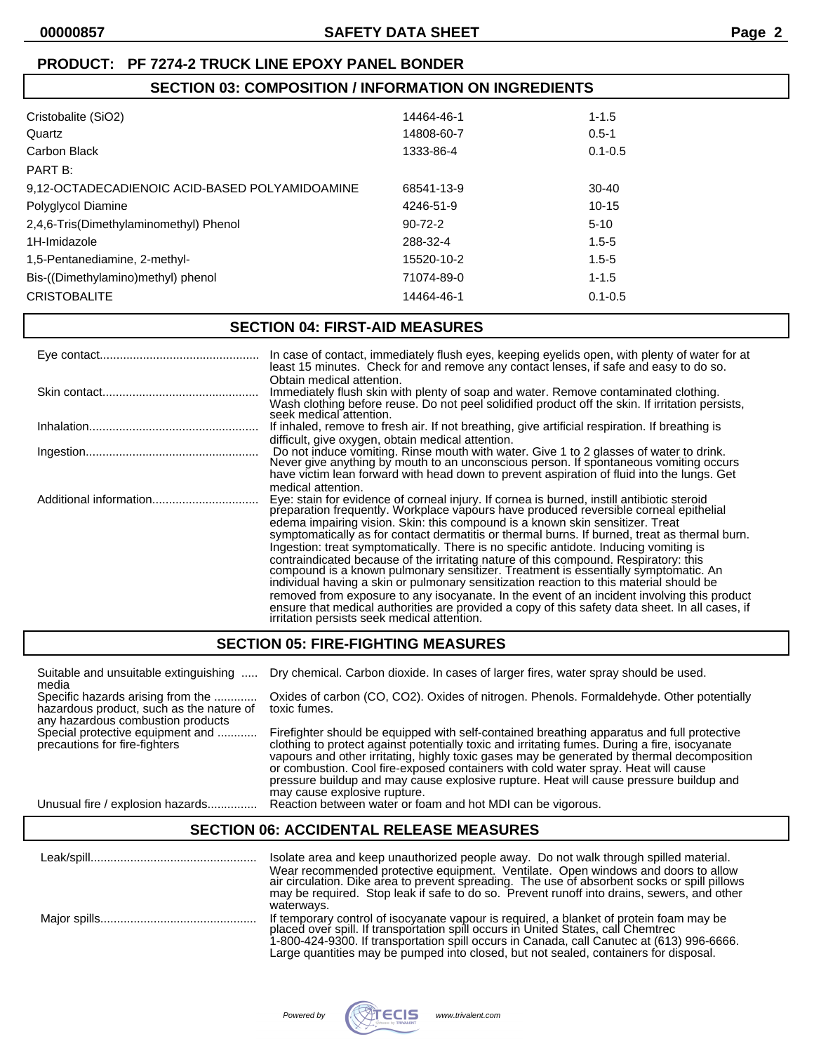**PRODUCT: PF 7274-2 TRUCK LINE EPOXY PANEL BONDER**

## SECTION 03: COMPOSITION / INFORMATION ON INGREDIENTS

| | | |
|---|---|---|
| Cristobalite ($SiO_2$) | 14464-46-1 | 1-1.5 |
| Quartz | 14808-60-7 | 0.5-1 |
| Carbon Black | 1333-86-4 | 0.1-0.5 |
| PART B: | | |
| 9,12-OCTADECADIENOIC ACID-BASED POLYAMIDOAMINE | 68541-13-9 | 30-40 |
| Polyglycol Diamine | 4246-51-9 | 10-15 |
| 2,4,6-Tris(Dimethylaminomethyl) Phenol | 90-72-2 | 5-10 |
| 1H-Imidazole | 288-32-4 | 1.5-5 |
| 1,5-Pentanediamine, 2-methyl- | 15520-10-2 | 1.5-5 |
| Bis-((Dimethylamino)methyl) phenol | 71074-89-0 | 1-1.5 |
| CRISTOBALITE | 14464-46-1 | 0.1-0.5 |

## SECTION 04: FIRST-AID MEASURES

**Eye contact:** In case of contact, immediately flush eyes, keeping eyelids open, with plenty of water for at least 15 minutes. Check for and remove any contact lenses, if safe and easy to do so. Obtain medical attention.

**Skin contact:** Immediately flush skin with plenty of soap and water. Remove contaminated clothing. Wash clothing before reuse. Do not peel solidified product off the skin. If irritation persists, seek medical attention.

**Inhalation:** If inhaled, remove to fresh air. If not breathing, give artificial respiration. If breathing is difficult, give oxygen, obtain medical attention.

**Ingestion:** Do not induce vomiting. Rinse mouth with water. Give 1 to 2 glasses of water to drink. Never give anything by mouth to an unconscious person. If spontaneous vomiting occurs have victim lean forward with head down to prevent aspiration of fluid into the lungs. Get medical attention.

**Additional information:** Eye: stain for evidence of corneal injury. If cornea is burned, instill antibiotic steroid preparation frequently. Workplace vapours have produced reversible corneal epithelial edema impairing vision. Skin: this compound is a known skin sensitizer. Treat symptomatically as for contact dermatitis or thermal burns. If burned, treat as thermal burn. Ingestion: treat symptomatically. There is no specific antidote. Inducing vomiting is contraindicated because of the irritating nature of this compound. Respiratory: this compound is a known pulmonary sensitizer. Treatment is essentially symptomatic. An individual having a skin or pulmonary sensitization reaction to this material should be removed from exposure to any isocyanate. In the event of an incident involving this product ensure that medical authorities are provided a copy of this safety data sheet. In all cases, if irritation persists seek medical attention.

## SECTION 05: FIRE-FIGHTING MEASURES

**Suitable and unsuitable extinguishing media:** Dry chemical. Carbon dioxide. In cases of larger fires, water spray should be used.

**Specific hazards arising from the hazardous product, such as the nature of any hazardous combustion products:** Oxides of carbon (CO, $CO_2$). Oxides of nitrogen. Phenols. Formaldehyde. Other potentially toxic fumes.

**Special protective equipment and precautions for fire-fighters:** Firefighter should be equipped with self-contained breathing apparatus and full protective clothing to protect against potentially toxic and irritating fumes. During a fire, isocyanate vapours and other irritating, highly toxic gases may be generated by thermal decomposition or combustion. Cool fire-exposed containers with cold water spray. Heat will cause pressure buildup and may cause explosive rupture. Heat will cause pressure buildup and may cause explosive rupture.

**Unusual fire / explosion hazards:** Reaction between water or foam and hot MDI can be vigorous.

## SECTION 06: ACCIDENTAL RELEASE MEASURES

**Leak/spill:** Isolate area and keep unauthorized people away. Do not walk through spilled material. Wear recommended protective equipment. Ventilate. Open windows and doors to allow air circulation. Dike area to prevent spreading. The use of absorbent socks or spill pillows may be required. Stop leak if safe to do so. Prevent runoff into drains, sewers, and other waterways.

**Major spills:** If temporary control of isocyanate vapour is required, a blanket of protein foam may be placed over spill. If transportation spill occurs in United States, call Chemtrec 1-800-424-9300. If transportation spill occurs in Canada, call Canutec at (613) 996-6666. Large quantities may be pumped into closed, but not sealed, containers for disposal.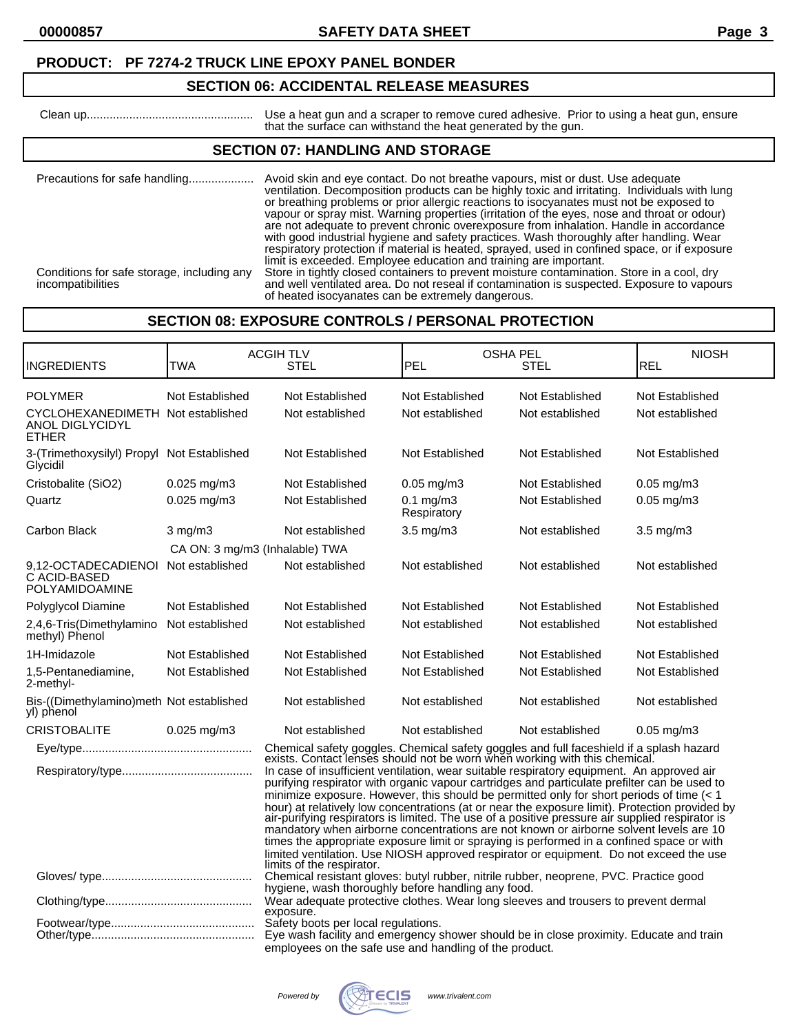**PRODUCT: PF 7274-2 TRUCK LINE EPOXY PANEL BONDER**

## SECTION 06: ACCIDENTAL RELEASE MEASURES

Clean up.................................................. Use a heat gun and a scraper to remove cured adhesive. Prior to using a heat gun, ensure that the surface can withstand the heat generated by the gun.

## SECTION 07: HANDLING AND STORAGE

Precautions for safe handling.................... Avoid skin and eye contact. Do not breathe vapours, mist or dust. Use adequate ventilation. Decomposition products can be highly toxic and irritating. Individuals with lung or breathing problems or prior allergic reactions to isocyanates must not be exposed to vapour or spray mist. Warning properties (irritation of the eyes, nose and throat or odour) are not adequate to prevent chronic overexposure from inhalation. Handle in accordance with good industrial hygiene and safety practices. Wash thoroughly after handling. Wear respiratory protection if material is heated, sprayed, used in confined space, or if exposure limit is exceeded. Employee education and training are important.

Conditions for safe storage, including any incompatibilities Store in tightly closed containers to prevent moisture contamination. Store in a cool, dry and well ventilated area. Do not reseal if contamination is suspected. Exposure to vapours of heated isocyanates can be extremely dangerous.

## SECTION 08: EXPOSURE CONTROLS / PERSONAL PROTECTION

| INGREDIENTS | ACGIH TLV TWA | ACGIH TLV STEL | OSHA PEL PEL | OSHA PEL STEL | NIOSH REL |
|---|---|---|---|---|---|
| POLYMER | Not Established | Not Established | Not Established | Not Established | Not Established |
| CYCLOHEXANEDIMETHANOL DIGLYCIDYL ETHER | Not established | Not established | Not established | Not established | Not established |
| 3-(Trimethoxysilyl) Propyl Glycidil | Not Established | Not Established | Not Established | Not Established | Not Established |
| Cristobalite (SiO2) | 0.025 mg/m3 | Not Established | 0.05 mg/m3 | Not Established | 0.05 mg/m3 |
| Quartz | 0.025 mg/m3 | Not Established | 0.1 mg/m3 Respiratory | Not Established | 0.05 mg/m3 |
| Carbon Black | 3 mg/m3 CA ON: 3 mg/m3 (Inhalable) TWA | Not established | 3.5 mg/m3 | Not established | 3.5 mg/m3 |
| 9,12-OCTADECADIENOIC ACID-BASED POLYAMIDOAMINE | Not established | Not established | Not established | Not established | Not established |
| Polyglycol Diamine | Not Established | Not Established | Not Established | Not Established | Not Established |
| 2,4,6-Tris(Dimethylamino methyl) Phenol | Not established | Not established | Not established | Not established | Not established |
| 1H-Imidazole | Not Established | Not Established | Not Established | Not Established | Not Established |
| 1,5-Pentanediamine, 2-methyl- | Not Established | Not Established | Not Established | Not Established | Not Established |
| Bis-((Dimethylamino)methyl) phenol | Not established | Not established | Not established | Not established | Not established |
| CRISTOBALITE | 0.025 mg/m3 | Not established | Not established | Not established | 0.05 mg/m3 |

Eye/type.................................................... Chemical safety goggles. Chemical safety goggles and full faceshield if a splash hazard exists. Contact lenses should not be worn when working with this chemical.

Respiratory/type........................................ In case of insufficient ventilation, wear suitable respiratory equipment. An approved air purifying respirator with organic vapour cartridges and particulate prefilter can be used to minimize exposure. However, this should be permitted only for short periods of time (< 1 hour) at relatively low concentrations (at or near the exposure limit). Protection provided by air-purifying respirators is limited. The use of a positive pressure air supplied respirator is mandatory when airborne concentrations are not known or airborne solvent levels are 10 times the appropriate exposure limit or spraying is performed in a confined space or with limited ventilation. Use NIOSH approved respirator or equipment. Do not exceed the use limits of the respirator.

Gloves/ type............................................. Chemical resistant gloves: butyl rubber, nitrile rubber, neoprene, PVC. Practice good hygiene, wash thoroughly before handling any food.

Clothing/type............................................. Wear adequate protective clothes. Wear long sleeves and trousers to prevent dermal exposure.

Footwear/type............................................ Safety boots per local regulations.

Other/type.................................................. Eye wash facility and emergency shower should be in close proximity. Educate and train employees on the safe use and handling of the product.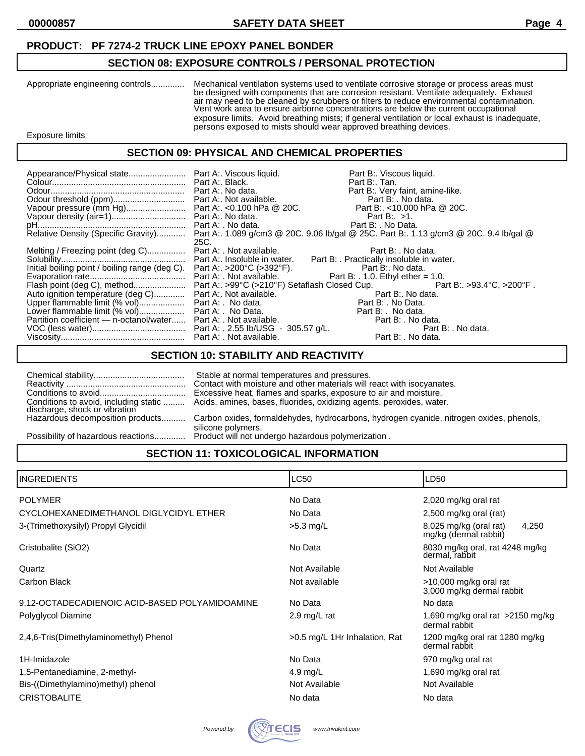**PRODUCT: PF 7274-2 TRUCK LINE EPOXY PANEL BONDER**

## SECTION 08: EXPOSURE CONTROLS / PERSONAL PROTECTION

Appropriate engineering controls............. Mechanical ventilation systems used to ventilate corrosive storage or process areas must be designed with components that are corrosion resistant. Ventilate adequately. Exhaust air may need to be cleaned by scrubbers or filters to reduce environmental contamination. Vent work area to ensure airborne concentrations are below the current occupational exposure limits. Avoid breathing mists; if general ventilation or local exhaust is inadequate, persons exposed to mists should wear approved breathing devices.

Exposure limits

## SECTION 09: PHYSICAL AND CHEMICAL PROPERTIES

| Property | Part A | Part B |
|---|---|---|
| Appearance/Physical state | Part A:. Viscous liquid. | Part B:. Viscous liquid. |
| Colour | Part A:. Black. | Part B:. Tan. |
| Odour | Part A:. No data. | Part B:. Very faint, amine-like. |
| Odour threshold (ppm) | Part A:. Not available. | Part B: . No data. |
| Vapour pressure (mm Hg) | Part A:. <0.100 hPa @ 20C. | Part B:. <10.000 hPa @ 20C. |
| Vapour density (air=1) | Part A:. No data. | Part B:. >1. |
| pH | Part A: . No data. | Part B: . No Data. |
| Relative Density (Specific Gravity) | Part A:. 1.089 g/cm3 @ 20C. 9.06 lb/gal @ 25C. | Part B:. 1.13 g/cm3 @ 20C. 9.4 lb/gal @ 25C. |
| Melting / Freezing point (deg C) | Part A: . Not available. | Part B: . No data. |
| Solubility | Part A:. Insoluble in water. | Part B: . Practically insoluble in water. |
| Initial boiling point / boiling range (deg C). | Part A:. >200°C (>392°F). | Part B:. No data. |
| Evaporation rate | Part A: . Not available. | Part B: . 1.0. Ethyl ether = 1.0. |
| Flash point (deg C), method | Part A:. >99°C (>210°F) Setaflash Closed Cup. | Part B:. >93.4°C, >200°F . |
| Auto ignition temperature (deg C) | Part A:. Not available. | Part B:. No data. |
| Upper flammable limit (% vol) | Part A: . No data. | Part B: . No Data. |
| Lower flammable limit (% vol) | Part A: . No Data. | Part B: . No data. |
| Partition coefficient — n-octanol/water | Part A: . Not available. | Part B: . No data. |
| VOC (less water) | Part A: . 2.55 lb/USG - 305.57 g/L. | Part B: . No data. |
| Viscosity | Part A: . Not available. | Part B: . No data. |

## SECTION 10: STABILITY AND REACTIVITY

Chemical stability...................................... Stable at normal temperatures and pressures.

Reactivity .................................................. Contact with moisture and other materials will react with isocyanates.

Conditions to avoid.................................... Excessive heat, flames and sparks, exposure to air and moisture.

Conditions to avoid, including static discharge, shock or vibration ......... Acids, amines, bases, fluorides, oxidizing agents, peroxides, water.

Hazardous decomposition products.......... Carbon oxides, formaldehydes, hydrocarbons, hydrogen cyanide, nitrogen oxides, phenols, silicone polymers.

Possibility of hazardous reactions............. Product will not undergo hazardous polymerization .

## SECTION 11: TOXICOLOGICAL INFORMATION

| INGREDIENTS | LC50 | LD50 |
|---|---|---|
| POLYMER | No Data | 2,020 mg/kg oral rat |
| CYCLOHEXANEDIMETHANOL DIGLYCIDYL ETHER | No Data | 2,500 mg/kg oral (rat) |
| 3-(Trimethoxysilyl) Propyl Glycidil | >5.3 mg/L | 8,025 mg/kg (oral rat) 4,250 mg/kg (dermal rabbit) |
| Cristobalite ($SiO_2$) | No Data | 8030 mg/kg oral, rat 4248 mg/kg dermal, rabbit |
| Quartz | Not Available | Not Available |
| Carbon Black | Not available | >10,000 mg/kg oral rat 3,000 mg/kg dermal rabbit |
| 9,12-OCTADECADIENOIC ACID-BASED POLYAMIDOAMINE | No Data | No data |
| Polyglycol Diamine | 2.9 mg/L rat | 1,690 mg/kg oral rat >2150 mg/kg dermal rabbit |
| 2,4,6-Tris(Dimethylaminomethyl) Phenol | >0.5 mg/L 1Hr Inhalation, Rat | 1200 mg/kg oral rat 1280 mg/kg dermal rabbit |
| 1H-Imidazole | No Data | 970 mg/kg oral rat |
| 1,5-Pentanediamine, 2-methyl- | 4.9 mg/L | 1,690 mg/kg oral rat |
| Bis-((Dimethylamino)methyl) phenol | Not Available | Not Available |
| CRISTOBALITE | No data | No data |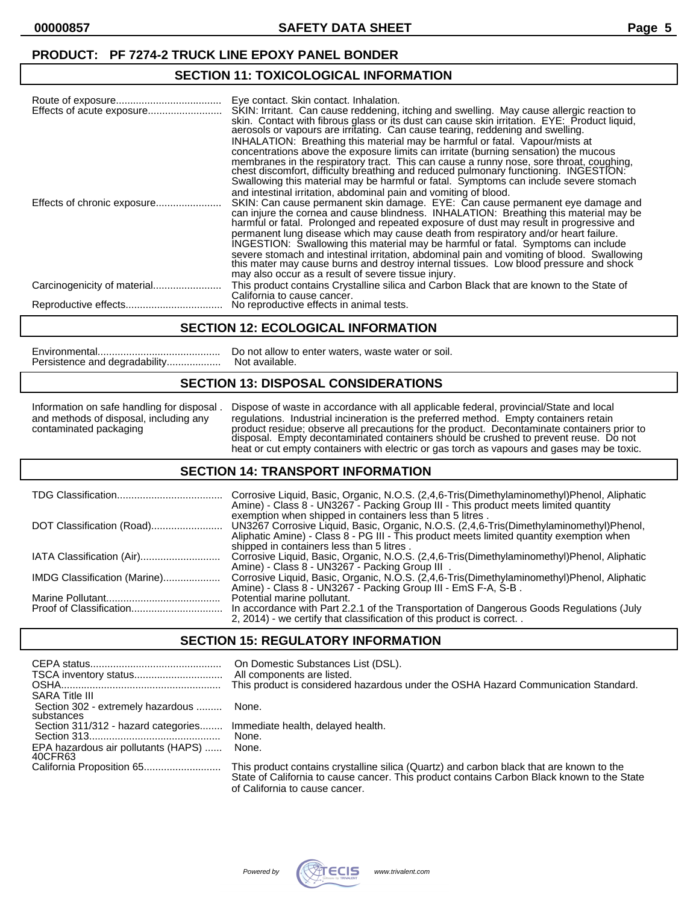**PRODUCT: PF 7274-2 TRUCK LINE EPOXY PANEL BONDER**

## SECTION 11: TOXICOLOGICAL INFORMATION

| | |
|---|---|
| Route of exposure | Eye contact. Skin contact. Inhalation. |
| Effects of acute exposure | SKIN: Irritant. Can cause reddening, itching and swelling. May cause allergic reaction to skin. Contact with fibrous glass or its dust can cause skin irritation. EYE: Product liquid, aerosols or vapours are irritating. Can cause tearing, reddening and swelling. INHALATION: Breathing this material may be harmful or fatal. Vapour/mists at concentrations above the exposure limits can irritate (burning sensation) the mucous membranes in the respiratory tract. This can cause a runny nose, sore throat, coughing, chest discomfort, difficulty breathing and reduced pulmonary functioning. INGESTION: Swallowing this material may be harmful or fatal. Symptoms can include severe stomach and intestinal irritation, abdominal pain and vomiting of blood. |
| Effects of chronic exposure | SKIN: Can cause permanent skin damage. EYE: Can cause permanent eye damage and can injure the cornea and cause blindness. INHALATION: Breathing this material may be harmful or fatal. Prolonged and repeated exposure of dust may result in progressive and permanent lung disease which may cause death from respiratory and/or heart failure. INGESTION: Swallowing this material may be harmful or fatal. Symptoms can include severe stomach and intestinal irritation, abdominal pain and vomiting of blood. Swallowing this mater may cause burns and destroy internal tissues. Low blood pressure and shock may also occur as a result of severe tissue injury. |
| Carcinogenicity of material | This product contains Crystalline silica and Carbon Black that are known to the State of California to cause cancer. |
| Reproductive effects | No reproductive effects in animal tests. |

## SECTION 12: ECOLOGICAL INFORMATION

| | |
|---|---|
| Environmental | Do not allow to enter waters, waste water or soil. |
| Persistence and degradability | Not available. |

## SECTION 13: DISPOSAL CONSIDERATIONS

| | |
|---|---|
| Information on safe handling for disposal and methods of disposal, including any contaminated packaging | Dispose of waste in accordance with all applicable federal, provincial/State and local regulations. Industrial incineration is the preferred method. Empty containers retain product residue; observe all precautions for the product. Decontaminate containers prior to disposal. Empty decontaminated containers should be crushed to prevent reuse. Do not heat or cut empty containers with electric or gas torch as vapours and gases may be toxic. |

## SECTION 14: TRANSPORT INFORMATION

| | |
|---|---|
| TDG Classification | Corrosive Liquid, Basic, Organic, N.O.S. (2,4,6-Tris(Dimethylaminomethyl)Phenol, Aliphatic Amine) - Class 8 - UN3267 - Packing Group III - This product meets limited quantity exemption when shipped in containers less than 5 litres . |
| DOT Classification (Road) | UN3267 Corrosive Liquid, Basic, Organic, N.O.S. (2,4,6-Tris(Dimethylaminomethyl)Phenol, Aliphatic Amine) - Class 8 - PG III - This product meets limited quantity exemption when shipped in containers less than 5 litres . |
| IATA Classification (Air) | Corrosive Liquid, Basic, Organic, N.O.S. (2,4,6-Tris(Dimethylaminomethyl)Phenol, Aliphatic Amine) - Class 8 - UN3267 - Packing Group III . |
| IMDG Classification (Marine) | Corrosive Liquid, Basic, Organic, N.O.S. (2,4,6-Tris(Dimethylaminomethyl)Phenol, Aliphatic Amine) - Class 8 - UN3267 - Packing Group III - EmS F-A, S-B . |
| Marine Pollutant | Potential marine pollutant. |
| Proof of Classification | In accordance with Part 2.2.1 of the Transportation of Dangerous Goods Regulations (July 2, 2014) - we certify that classification of this product is correct. . |

## SECTION 15: REGULATORY INFORMATION

| | |
|---|---|
| CEPA status | On Domestic Substances List (DSL). |
| TSCA inventory status | All components are listed. |
| OSHA | This product is considered hazardous under the OSHA Hazard Communication Standard. |
| SARA Title III | |
| Section 302 - extremely hazardous substances | None. |
| Section 311/312 - hazard categories | Immediate health, delayed health. |
| Section 313 | None. |
| EPA hazardous air pollutants (HAPS) 40CFR63 | None. |
| California Proposition 65 | This product contains crystalline silica (Quartz) and carbon black that are known to the State of California to cause cancer. This product contains Carbon Black known to the State of California to cause cancer. |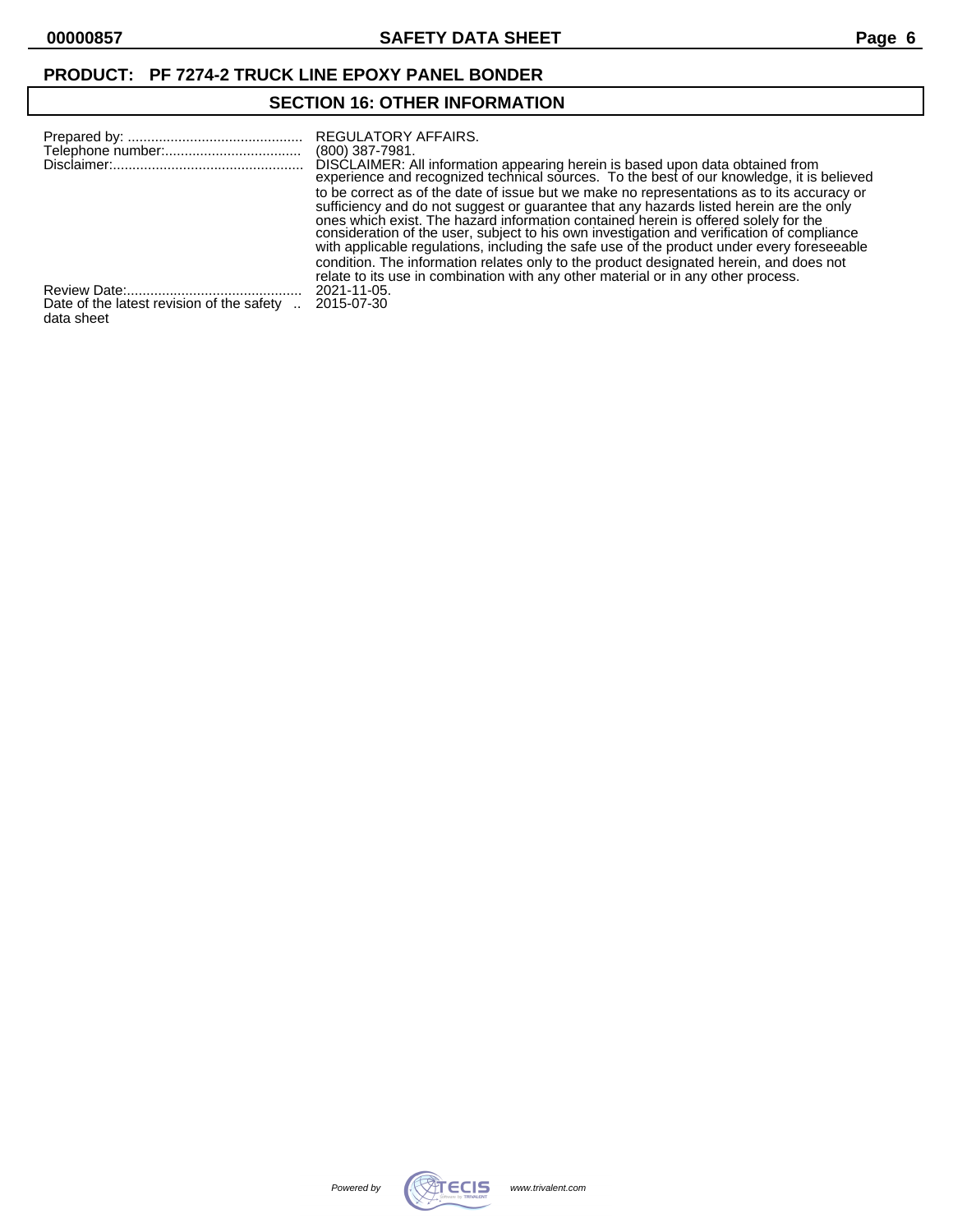**PRODUCT: PF 7274-2 TRUCK LINE EPOXY PANEL BONDER**

## SECTION 16: OTHER INFORMATION

| | |
|---|---|
| Prepared by: | REGULATORY AFFAIRS. |
| Telephone number: | (800) 387-7981. |
| Disclaimer: | DISCLAIMER: All information appearing herein is based upon data obtained from experience and recognized technical sources. To the best of our knowledge, it is believed to be correct as of the date of issue but we make no representations as to its accuracy or sufficiency and do not suggest or guarantee that any hazards listed herein are the only ones which exist. The hazard information contained herein is offered solely for the consideration of the user, subject to his own investigation and verification of compliance with applicable regulations, including the safe use of the product under every foreseeable condition. The information relates only to the product designated herein, and does not relate to its use in combination with any other material or in any other process. |
| Review Date: | 2021-11-05. |
| Date of the latest revision of the safety data sheet | 2015-07-30 |

*Powered by* TECIS *www.trivalent.com*